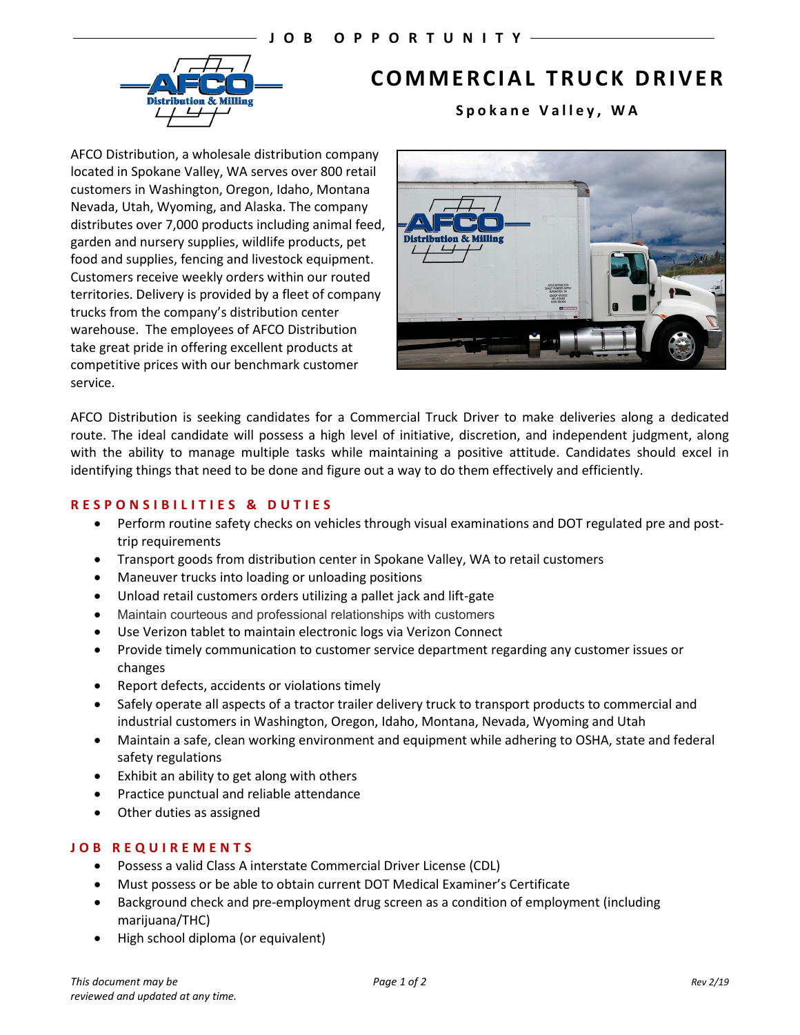JOB OPPORTUNITY

# COMMERCIAL TRUCK DRIVER

**Spokane Valley, WA**

AFCO Distribution, a wholesale distribution company located in Spokane Valley, WA serves over 800 retail customers in Washington, Oregon, Idaho, Montana Nevada, Utah, Wyoming, and Alaska. The company distributes over 7,000 products including animal feed, garden and nursery supplies, wildlife products, pet food and supplies, fencing and livestock equipment. Customers receive weekly orders within our routed territories. Delivery is provided by a fleet of company trucks from the company's distribution center warehouse. The employees of AFCO Distribution take great pride in offering excellent products at competitive prices with our benchmark customer service.

AFCO Distribution is seeking candidates for a Commercial Truck Driver to make deliveries along a dedicated route. The ideal candidate will possess a high level of initiative, discretion, and independent judgment, along with the ability to manage multiple tasks while maintaining a positive attitude. Candidates should excel in identifying things that need to be done and figure out a way to do them effectively and efficiently.

## RESPONSIBILITIES & DUTIES

- Perform routine safety checks on vehicles through visual examinations and DOT regulated pre and post-trip requirements
- Transport goods from distribution center in Spokane Valley, WA to retail customers
- Maneuver trucks into loading or unloading positions
- Unload retail customers orders utilizing a pallet jack and lift-gate
- Maintain courteous and professional relationships with customers
- Use Verizon tablet to maintain electronic logs via Verizon Connect
- Provide timely communication to customer service department regarding any customer issues or changes
- Report defects, accidents or violations timely
- Safely operate all aspects of a tractor trailer delivery truck to transport products to commercial and industrial customers in Washington, Oregon, Idaho, Montana, Nevada, Wyoming and Utah
- Maintain a safe, clean working environment and equipment while adhering to OSHA, state and federal safety regulations
- Exhibit an ability to get along with others
- Practice punctual and reliable attendance
- Other duties as assigned

## JOB REQUIREMENTS

- Possess a valid Class A interstate Commercial Driver License (CDL)
- Must possess or be able to obtain current DOT Medical Examiner's Certificate
- Background check and pre-employment drug screen as a condition of employment (including marijuana/THC)
- High school diploma (or equivalent)

*This document may be reviewed and updated at any time.*

*Rev 2/19*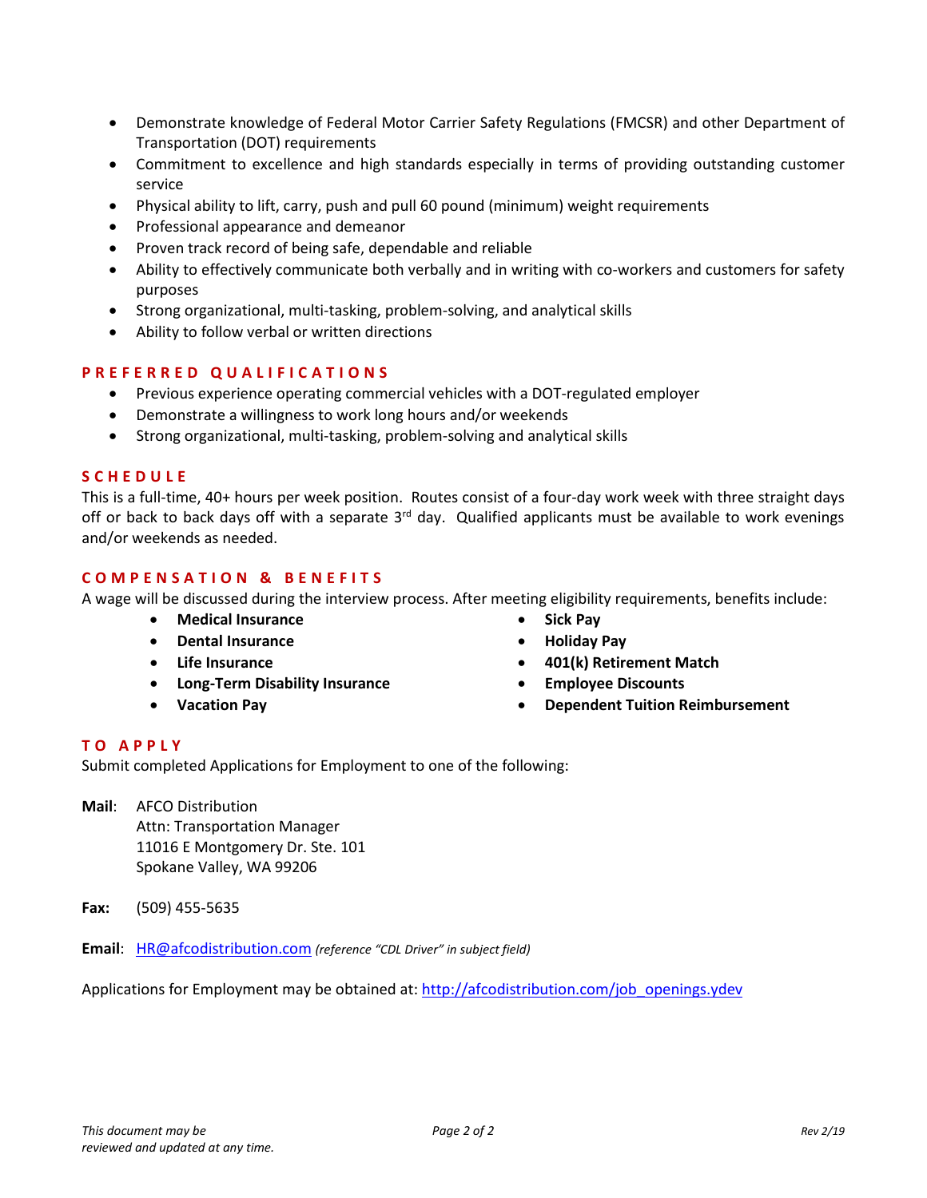- Demonstrate knowledge of Federal Motor Carrier Safety Regulations (FMCSR) and other Department of Transportation (DOT) requirements
- Commitment to excellence and high standards especially in terms of providing outstanding customer service
- Physical ability to lift, carry, push and pull 60 pound (minimum) weight requirements
- Professional appearance and demeanor
- Proven track record of being safe, dependable and reliable
- Ability to effectively communicate both verbally and in writing with co-workers and customers for safety purposes
- Strong organizational, multi-tasking, problem-solving, and analytical skills
- Ability to follow verbal or written directions

## PREFERRED QUALIFICATIONS

- Previous experience operating commercial vehicles with a DOT-regulated employer
- Demonstrate a willingness to work long hours and/or weekends
- Strong organizational, multi-tasking, problem-solving and analytical skills

## SCHEDULE

This is a full-time, 40+ hours per week position. Routes consist of a four-day work week with three straight days off or back to back days off with a separate 3rd day. Qualified applicants must be available to work evenings and/or weekends as needed.

## COMPENSATION & BENEFITS

A wage will be discussed during the interview process. After meeting eligibility requirements, benefits include:

- **Medical Insurance**
- **Dental Insurance**
- **Life Insurance**
- **Long-Term Disability Insurance**
- **Vacation Pay**
- **Sick Pay**
- **Holiday Pay**
- **401(k) Retirement Match**
- **Employee Discounts**
- **Dependent Tuition Reimbursement**

## TO APPLY

Submit completed Applications for Employment to one of the following:

**Mail**: AFCO Distribution
Attn: Transportation Manager
11016 E Montgomery Dr. Ste. 101
Spokane Valley, WA 99206

**Fax:** (509) 455-5635

**Email**: HR@afcodistribution.com *(reference "CDL Driver" in subject field)*

Applications for Employment may be obtained at: http://afcodistribution.com/job_openings.ydev

*This document may be reviewed and updated at any time.*

*Rev 2/19*